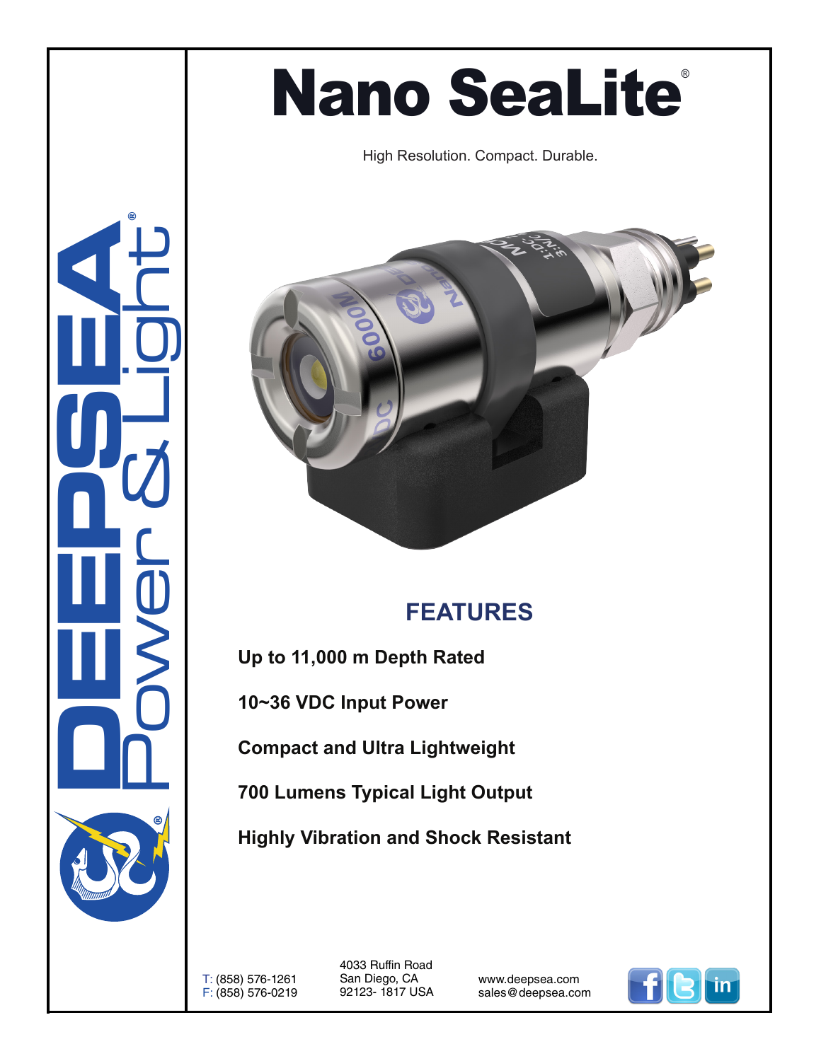# Nano SeaLite®

High Resolution. Compact. Durable.

DEEPSEA® Power & Light

## FEATURES

**Up to 11,000 m Depth Rated**

**10~36 VDC Input Power**

**Compact and Ultra Lightweight**

**700 Lumens Typical Light Output**

**Highly Vibration and Shock Resistant**

T: (858) 576-1261
F: (858) 576-0219

4033 Ruffin Road
San Diego, CA
92123- 1817 USA

www.deepsea.com
sales@deepsea.com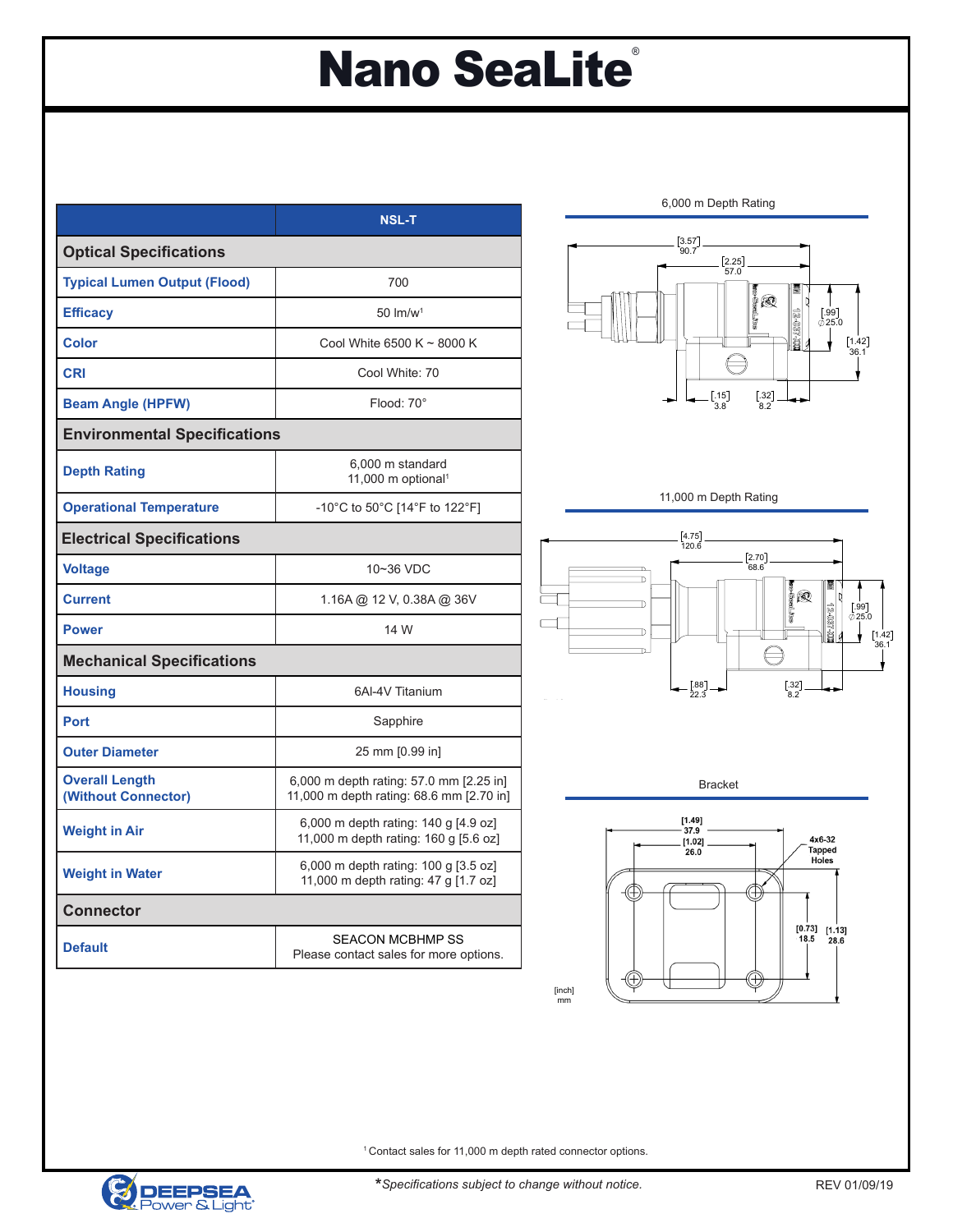# Nano SeaLite®

| | NSL-T |
|---|---|
| **Optical Specifications** | |
| Typical Lumen Output (Flood) | 700 |
| Efficacy | 50 lm/w[1] |
| Color | Cool White 6500 K ~ 8000 K |
| CRI | Cool White: 70 |
| Beam Angle (HPFW) | Flood: 70° |
| **Environmental Specifications** | |
| Depth Rating | 6,000 m standard<br>11,000 m optional[1] |
| Operational Temperature | -10°C to 50°C [14°F to 122°F] |
| **Electrical Specifications** | |
| Voltage | 10~36 VDC |
| Current | 1.16A @ 12 V, 0.38A @ 36V |
| Power | 14 W |
| **Mechanical Specifications** | |
| Housing | 6Al-4V Titanium |
| Port | Sapphire |
| Outer Diameter | 25 mm [0.99 in] |
| Overall Length (Without Connector) | 6,000 m depth rating: 57.0 mm [2.25 in]<br>11,000 m depth rating: 68.6 mm [2.70 in] |
| Weight in Air | 6,000 m depth rating: 140 g [4.9 oz]<br>11,000 m depth rating: 160 g [5.6 oz] |
| Weight in Water | 6,000 m depth rating: 100 g [3.5 oz]<br>11,000 m depth rating: 47 g [1.7 oz] |
| **Connector** | |
| Default | SEACON MCBHMP SS<br>Please contact sales for more options. |

6,000 m Depth Rating

[3.57] 90.7
[2.25] 57.0
[.99] ⌀25.0
[1.42] 36.1
[.15] 3.8
[.32] 8.2

11,000 m Depth Rating

[4.75] 120.6
[2.70] 68.6
[.99] ⌀25.0
[1.42] 36.1
[.88] 22.3
[.32] 8.2

Bracket

[1.49] 37.9
[1.02] 26.0
4x6-32 Tapped Holes
[0.73] 18.5
[1.13] 28.6

[inch]
mm

[1] Contact sales for 11,000 m depth rated connector options.

*Specifications subject to change without notice.*

REV 01/09/19